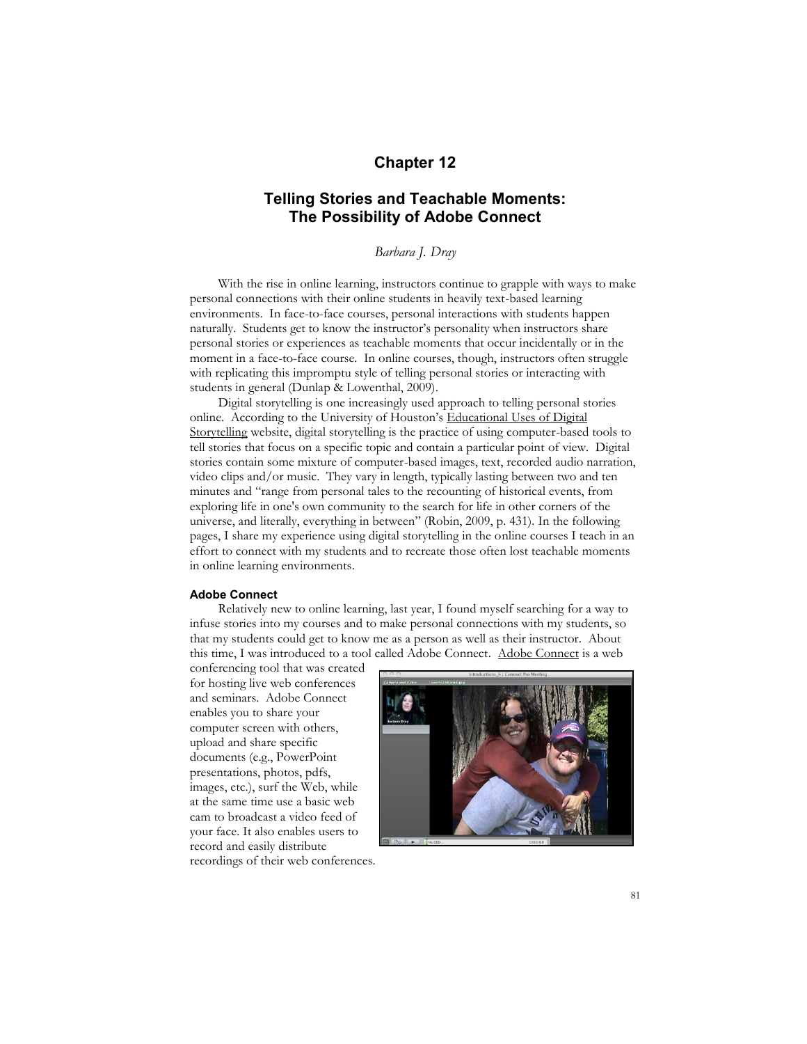# Chapter 12

## Telling Stories and Teachable Moments: The Possibility of Adobe Connect

*Barbara J. Dray*

With the rise in online learning, instructors continue to grapple with ways to make personal connections with their online students in heavily text-based learning environments. In face-to-face courses, personal interactions with students happen naturally. Students get to know the instructor's personality when instructors share personal stories or experiences as teachable moments that occur incidentally or in the moment in a face-to-face course. In online courses, though, instructors often struggle with replicating this impromptu style of telling personal stories or interacting with students in general (Dunlap & Lowenthal, 2009).

Digital storytelling is one increasingly used approach to telling personal stories online. According to the University of Houston's Educational Uses of Digital Storytelling website, digital storytelling is the practice of using computer-based tools to tell stories that focus on a specific topic and contain a particular point of view. Digital stories contain some mixture of computer-based images, text, recorded audio narration, video clips and/or music. They vary in length, typically lasting between two and ten minutes and "range from personal tales to the recounting of historical events, from exploring life in one's own community to the search for life in other corners of the universe, and literally, everything in between" (Robin, 2009, p. 431). In the following pages, I share my experience using digital storytelling in the online courses I teach in an effort to connect with my students and to recreate those often lost teachable moments in online learning environments.

### Adobe Connect

Relatively new to online learning, last year, I found myself searching for a way to infuse stories into my courses and to make personal connections with my students, so that my students could get to know me as a person as well as their instructor. About this time, I was introduced to a tool called Adobe Connect. Adobe Connect is a web conferencing tool that was created for hosting live web conferences and seminars. Adobe Connect enables you to share your computer screen with others, upload and share specific documents (e.g., PowerPoint presentations, photos, pdfs, images, etc.), surf the Web, while at the same time use a basic web cam to broadcast a video feed of your face. It also enables users to record and easily distribute recordings of their web conferences.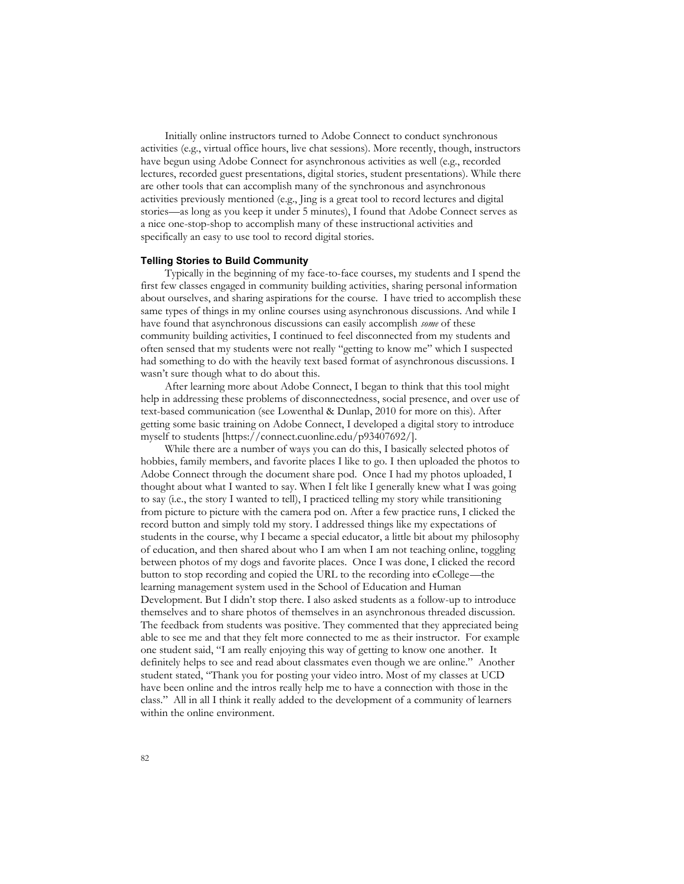Initially online instructors turned to Adobe Connect to conduct synchronous activities (e.g., virtual office hours, live chat sessions). More recently, though, instructors have begun using Adobe Connect for asynchronous activities as well (e.g., recorded lectures, recorded guest presentations, digital stories, student presentations). While there are other tools that can accomplish many of the synchronous and asynchronous activities previously mentioned (e.g., Jing is a great tool to record lectures and digital stories—as long as you keep it under 5 minutes), I found that Adobe Connect serves as a nice one-stop-shop to accomplish many of these instructional activities and specifically an easy to use tool to record digital stories.

#### Telling Stories to Build Community

Typically in the beginning of my face-to-face courses, my students and I spend the first few classes engaged in community building activities, sharing personal information about ourselves, and sharing aspirations for the course. I have tried to accomplish these same types of things in my online courses using asynchronous discussions. And while I have found that asynchronous discussions can easily accomplish *some* of these community building activities, I continued to feel disconnected from my students and often sensed that my students were not really "getting to know me" which I suspected had something to do with the heavily text based format of asynchronous discussions. I wasn't sure though what to do about this.

After learning more about Adobe Connect, I began to think that this tool might help in addressing these problems of disconnectedness, social presence, and over use of text-based communication (see Lowenthal & Dunlap, 2010 for more on this). After getting some basic training on Adobe Connect, I developed a digital story to introduce myself to students [https://connect.cuonline.edu/p93407692/].

While there are a number of ways you can do this, I basically selected photos of hobbies, family members, and favorite places I like to go. I then uploaded the photos to Adobe Connect through the document share pod. Once I had my photos uploaded, I thought about what I wanted to say. When I felt like I generally knew what I was going to say (i.e., the story I wanted to tell), I practiced telling my story while transitioning from picture to picture with the camera pod on. After a few practice runs, I clicked the record button and simply told my story. I addressed things like my expectations of students in the course, why I became a special educator, a little bit about my philosophy of education, and then shared about who I am when I am not teaching online, toggling between photos of my dogs and favorite places. Once I was done, I clicked the record button to stop recording and copied the URL to the recording into eCollege—the learning management system used in the School of Education and Human Development. But I didn't stop there. I also asked students as a follow-up to introduce themselves and to share photos of themselves in an asynchronous threaded discussion. The feedback from students was positive. They commented that they appreciated being able to see me and that they felt more connected to me as their instructor. For example one student said, "I am really enjoying this way of getting to know one another. It definitely helps to see and read about classmates even though we are online." Another student stated, "Thank you for posting your video intro. Most of my classes at UCD have been online and the intros really help me to have a connection with those in the class." All in all I think it really added to the development of a community of learners within the online environment.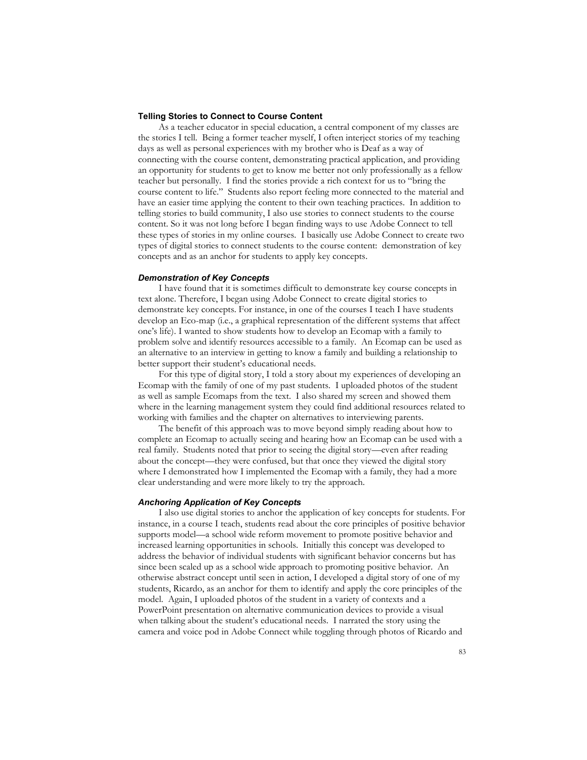### Telling Stories to Connect to Course Content

As a teacher educator in special education, a central component of my classes are the stories I tell. Being a former teacher myself, I often interject stories of my teaching days as well as personal experiences with my brother who is Deaf as a way of connecting with the course content, demonstrating practical application, and providing an opportunity for students to get to know me better not only professionally as a fellow teacher but personally. I find the stories provide a rich context for us to "bring the course content to life." Students also report feeling more connected to the material and have an easier time applying the content to their own teaching practices. In addition to telling stories to build community, I also use stories to connect students to the course content. So it was not long before I began finding ways to use Adobe Connect to tell these types of stories in my online courses. I basically use Adobe Connect to create two types of digital stories to connect students to the course content: demonstration of key concepts and as an anchor for students to apply key concepts.

#### *Demonstration of Key Concepts*

I have found that it is sometimes difficult to demonstrate key course concepts in text alone. Therefore, I began using Adobe Connect to create digital stories to demonstrate key concepts. For instance, in one of the courses I teach I have students develop an Eco-map (i.e., a graphical representation of the different systems that affect one's life). I wanted to show students how to develop an Ecomap with a family to problem solve and identify resources accessible to a family. An Ecomap can be used as an alternative to an interview in getting to know a family and building a relationship to better support their student's educational needs.

For this type of digital story, I told a story about my experiences of developing an Ecomap with the family of one of my past students. I uploaded photos of the student as well as sample Ecomaps from the text. I also shared my screen and showed them where in the learning management system they could find additional resources related to working with families and the chapter on alternatives to interviewing parents.

The benefit of this approach was to move beyond simply reading about how to complete an Ecomap to actually seeing and hearing how an Ecomap can be used with a real family. Students noted that prior to seeing the digital story—even after reading about the concept—they were confused, but that once they viewed the digital story where I demonstrated how I implemented the Ecomap with a family, they had a more clear understanding and were more likely to try the approach.

#### *Anchoring Application of Key Concepts*

I also use digital stories to anchor the application of key concepts for students. For instance, in a course I teach, students read about the core principles of positive behavior supports model—a school wide reform movement to promote positive behavior and increased learning opportunities in schools. Initially this concept was developed to address the behavior of individual students with significant behavior concerns but has since been scaled up as a school wide approach to promoting positive behavior. An otherwise abstract concept until seen in action, I developed a digital story of one of my students, Ricardo, as an anchor for them to identify and apply the core principles of the model. Again, I uploaded photos of the student in a variety of contexts and a PowerPoint presentation on alternative communication devices to provide a visual when talking about the student's educational needs. I narrated the story using the camera and voice pod in Adobe Connect while toggling through photos of Ricardo and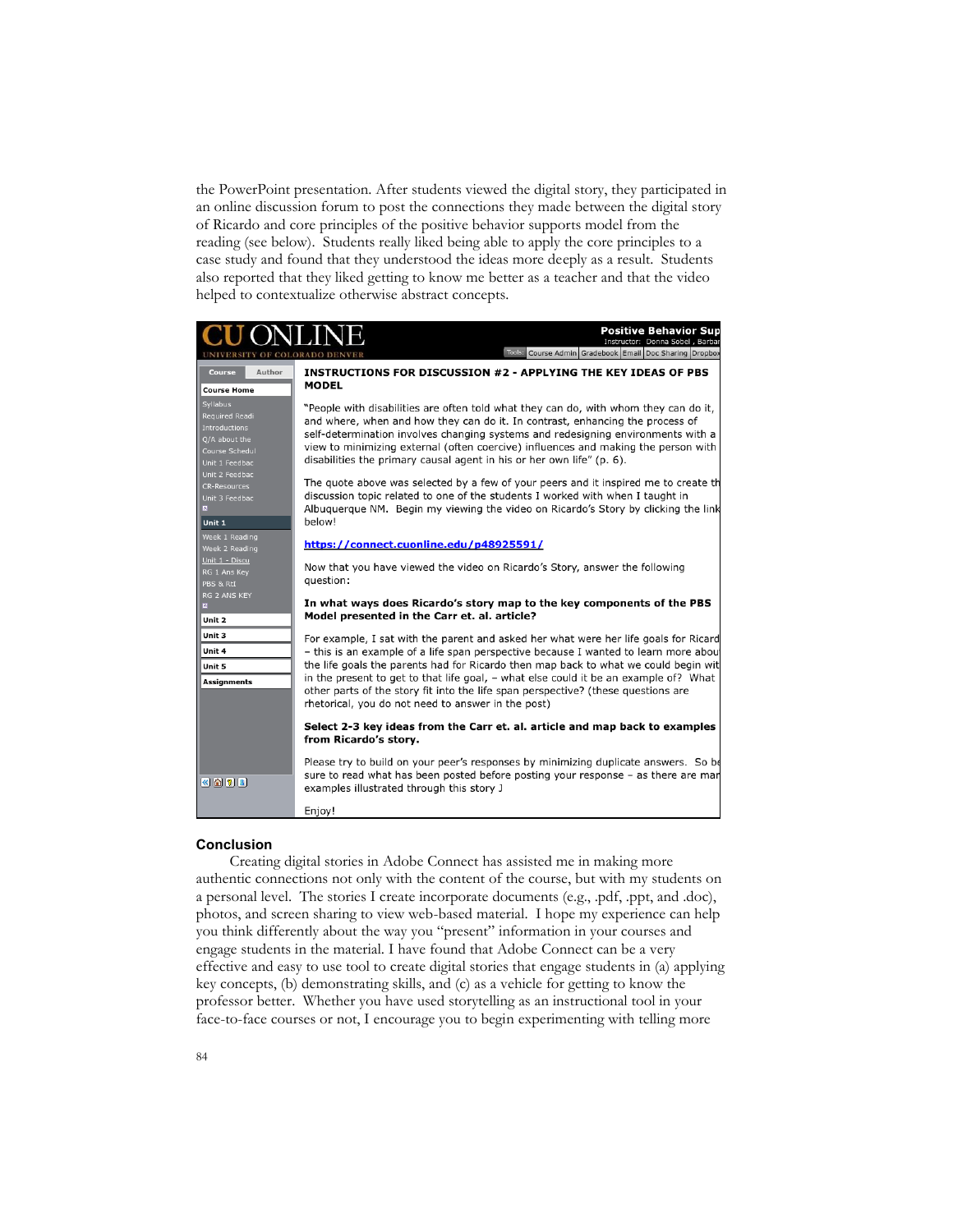the PowerPoint presentation. After students viewed the digital story, they participated in an online discussion forum to post the connections they made between the digital story of Ricardo and core principles of the positive behavior supports model from the reading (see below). Students really liked being able to apply the core principles to a case study and found that they understood the ideas more deeply as a result. Students also reported that they liked getting to know me better as a teacher and that the video helped to contextualize otherwise abstract concepts.

**CU ONLINE**
UNIVERSITY OF COLORADO DENVER

**Positive Behavior Sup**
Instructor: Donna Sobel , Barbar
Tools: Course Admin | Gradebook | Email | Doc Sharing | Dropbox

Course | Author
Course Home
Syllabus
Required Readi
Introductions
Q/A about the
Course Schedul
Unit 1 Feedbac
Unit 2 Feedbac
CR-Resources
Unit 3 Feedbac
Unit 1
Week 1 Reading
Week 2 Reading
Unit 1 - Discu
RG 1 Ans Key
PBS & RtI
RG 2 ANS KEY
Unit 2
Unit 3
Unit 4
Unit 5
Assignments

**INSTRUCTIONS FOR DISCUSSION #2 - APPLYING THE KEY IDEAS OF PBS MODEL**

"People with disabilities are often told what they can do, with whom they can do it, and where, when and how they can do it. In contrast, enhancing the process of self-determination involves changing systems and redesigning environments with a view to minimizing external (often coercive) influences and making the person with disabilities the primary causal agent in his or her own life" (p. 6).

The quote above was selected by a few of your peers and it inspired me to create th discussion topic related to one of the students I worked with when I taught in Albuquerque NM. Begin my viewing the video on Ricardo's Story by clicking the link below!

https://connect.cuonline.edu/p48925591/

Now that you have viewed the video on Ricardo's Story, answer the following question:

**In what ways does Ricardo's story map to the key components of the PBS Model presented in the Carr et. al. article?**

For example, I sat with the parent and asked her what were her life goals for Ricard – this is an example of a life span perspective because I wanted to learn more abou the life goals the parents had for Ricardo then map back to what we could begin wit in the present to get to that life goal, – what else could it be an example of? What other parts of the story fit into the life span perspective? (these questions are rhetorical, you do not need to answer in the post)

**Select 2-3 key ideas from the Carr et. al. article and map back to examples from Ricardo's story.**

Please try to build on your peer's responses by minimizing duplicate answers. So be sure to read what has been posted before posting your response – as there are mar examples illustrated through this story J

Enjoy!

### Conclusion

Creating digital stories in Adobe Connect has assisted me in making more authentic connections not only with the content of the course, but with my students on a personal level. The stories I create incorporate documents (e.g., .pdf, .ppt, and .doc), photos, and screen sharing to view web-based material. I hope my experience can help you think differently about the way you "present" information in your courses and engage students in the material. I have found that Adobe Connect can be a very effective and easy to use tool to create digital stories that engage students in (a) applying key concepts, (b) demonstrating skills, and (c) as a vehicle for getting to know the professor better. Whether you have used storytelling as an instructional tool in your face-to-face courses or not, I encourage you to begin experimenting with telling more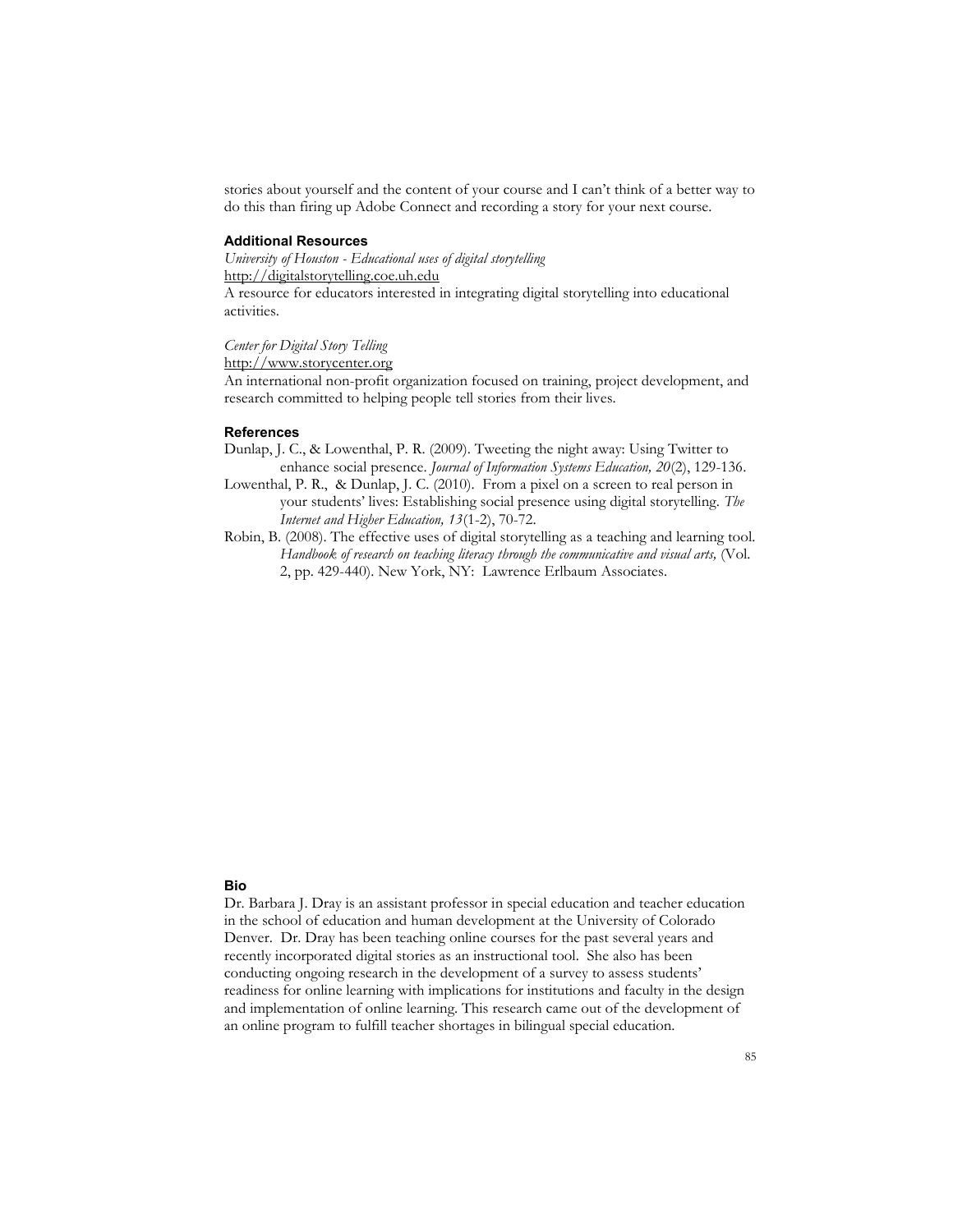stories about yourself and the content of your course and I can't think of a better way to do this than firing up Adobe Connect and recording a story for your next course.

### Additional Resources

*University of Houston - Educational uses of digital storytelling*
http://digitalstorytelling.coe.uh.edu
A resource for educators interested in integrating digital storytelling into educational activities.

*Center for Digital Story Telling*
http://www.storycenter.org
An international non-profit organization focused on training, project development, and research committed to helping people tell stories from their lives.

### References

Dunlap, J. C., & Lowenthal, P. R. (2009). Tweeting the night away: Using Twitter to enhance social presence. *Journal of Information Systems Education, 20*(2), 129-136.

Lowenthal, P. R., & Dunlap, J. C. (2010). From a pixel on a screen to real person in your students' lives: Establishing social presence using digital storytelling. *The Internet and Higher Education, 13*(1-2), 70-72.

Robin, B. (2008). The effective uses of digital storytelling as a teaching and learning tool. *Handbook of research on teaching literacy through the communicative and visual arts,* (Vol. 2, pp. 429-440). New York, NY: Lawrence Erlbaum Associates.

### Bio

Dr. Barbara J. Dray is an assistant professor in special education and teacher education in the school of education and human development at the University of Colorado Denver. Dr. Dray has been teaching online courses for the past several years and recently incorporated digital stories as an instructional tool. She also has been conducting ongoing research in the development of a survey to assess students' readiness for online learning with implications for institutions and faculty in the design and implementation of online learning. This research came out of the development of an online program to fulfill teacher shortages in bilingual special education.